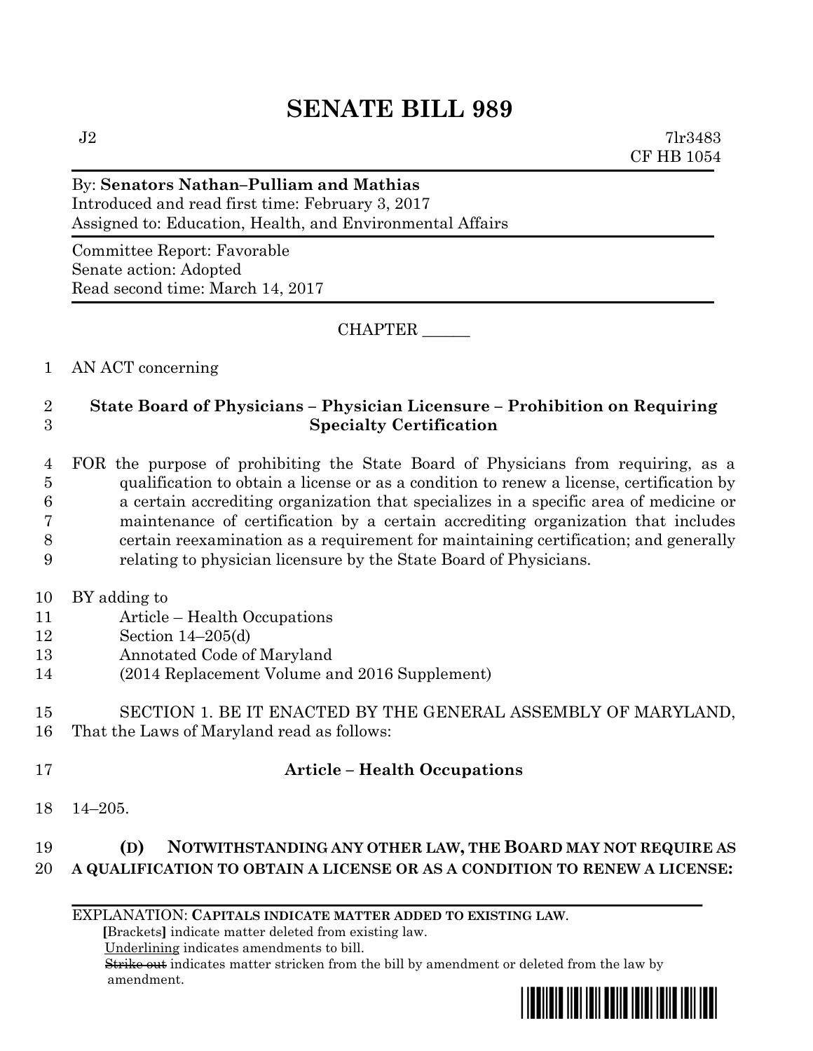# SENATE BILL 989

J2 7lr3483
CF HB 1054

By: **Senators Nathan–Pulliam and Mathias**
Introduced and read first time: February 3, 2017
Assigned to: Education, Health, and Environmental Affairs

Committee Report: Favorable
Senate action: Adopted
Read second time: March 14, 2017

CHAPTER ______

1 AN ACT concerning

2 **State Board of Physicians – Physician Licensure – Prohibition on Requiring**
3 **Specialty Certification**

4 FOR the purpose of prohibiting the State Board of Physicians from requiring, as a
5 qualification to obtain a license or as a condition to renew a license, certification by
6 a certain accrediting organization that specializes in a specific area of medicine or
7 maintenance of certification by a certain accrediting organization that includes
8 certain reexamination as a requirement for maintaining certification; and generally
9 relating to physician licensure by the State Board of Physicians.

10 BY adding to
11 Article – Health Occupations
12 Section 14–205(d)
13 Annotated Code of Maryland
14 (2014 Replacement Volume and 2016 Supplement)

15 SECTION 1. BE IT ENACTED BY THE GENERAL ASSEMBLY OF MARYLAND,
16 That the Laws of Maryland read as follows:

17 **Article – Health Occupations**

18 14–205.

19 **(D) NOTWITHSTANDING ANY OTHER LAW, THE BOARD MAY NOT REQUIRE AS**
20 **A QUALIFICATION TO OBTAIN A LICENSE OR AS A CONDITION TO RENEW A LICENSE:**

EXPLANATION: **CAPITALS INDICATE MATTER ADDED TO EXISTING LAW.**
**[**Brackets**]** indicate matter deleted from existing law.
Underlining indicates amendments to bill.
~~Strike out~~ indicates matter stricken from the bill by amendment or deleted from the law by amendment.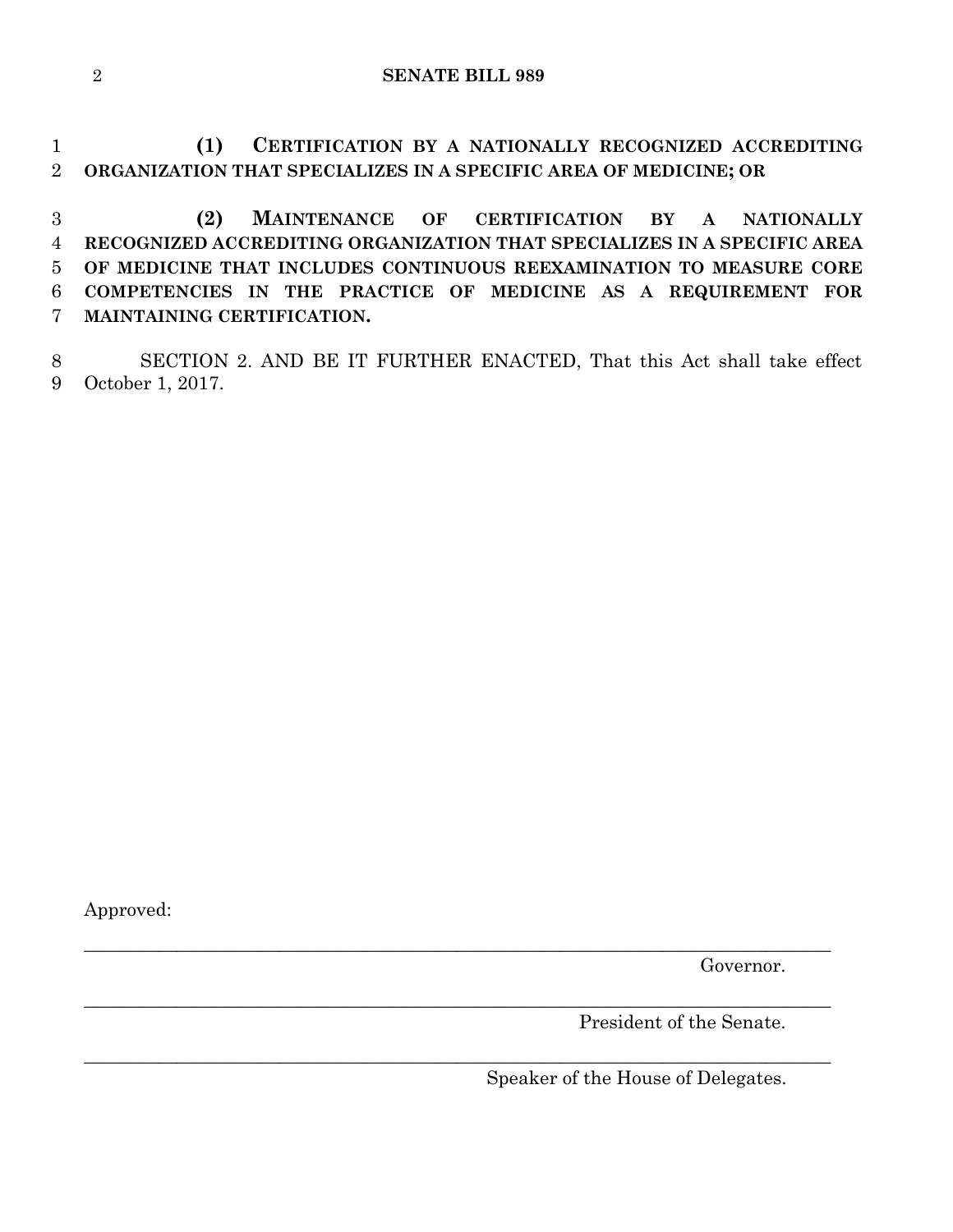**(1) CERTIFICATION BY A NATIONALLY RECOGNIZED ACCREDITING ORGANIZATION THAT SPECIALIZES IN A SPECIFIC AREA OF MEDICINE; OR**

**(2) MAINTENANCE OF CERTIFICATION BY A NATIONALLY RECOGNIZED ACCREDITING ORGANIZATION THAT SPECIALIZES IN A SPECIFIC AREA OF MEDICINE THAT INCLUDES CONTINUOUS REEXAMINATION TO MEASURE CORE COMPETENCIES IN THE PRACTICE OF MEDICINE AS A REQUIREMENT FOR MAINTAINING CERTIFICATION.**

SECTION 2. AND BE IT FURTHER ENACTED, That this Act shall take effect October 1, 2017.

Approved:

\_\_\_\_\_\_\_\_\_\_\_\_\_\_\_\_\_\_\_\_\_\_\_\_\_\_\_\_\_\_\_\_\_\_\_\_\_\_\_\_\_\_\_\_\_\_\_\_\_\_\_\_

Governor.

\_\_\_\_\_\_\_\_\_\_\_\_\_\_\_\_\_\_\_\_\_\_\_\_\_\_\_\_\_\_\_\_\_\_\_\_\_\_\_\_\_\_\_\_\_\_\_\_\_\_\_\_

President of the Senate.

\_\_\_\_\_\_\_\_\_\_\_\_\_\_\_\_\_\_\_\_\_\_\_\_\_\_\_\_\_\_\_\_\_\_\_\_\_\_\_\_\_\_\_\_\_\_\_\_\_\_\_\_

Speaker of the House of Delegates.